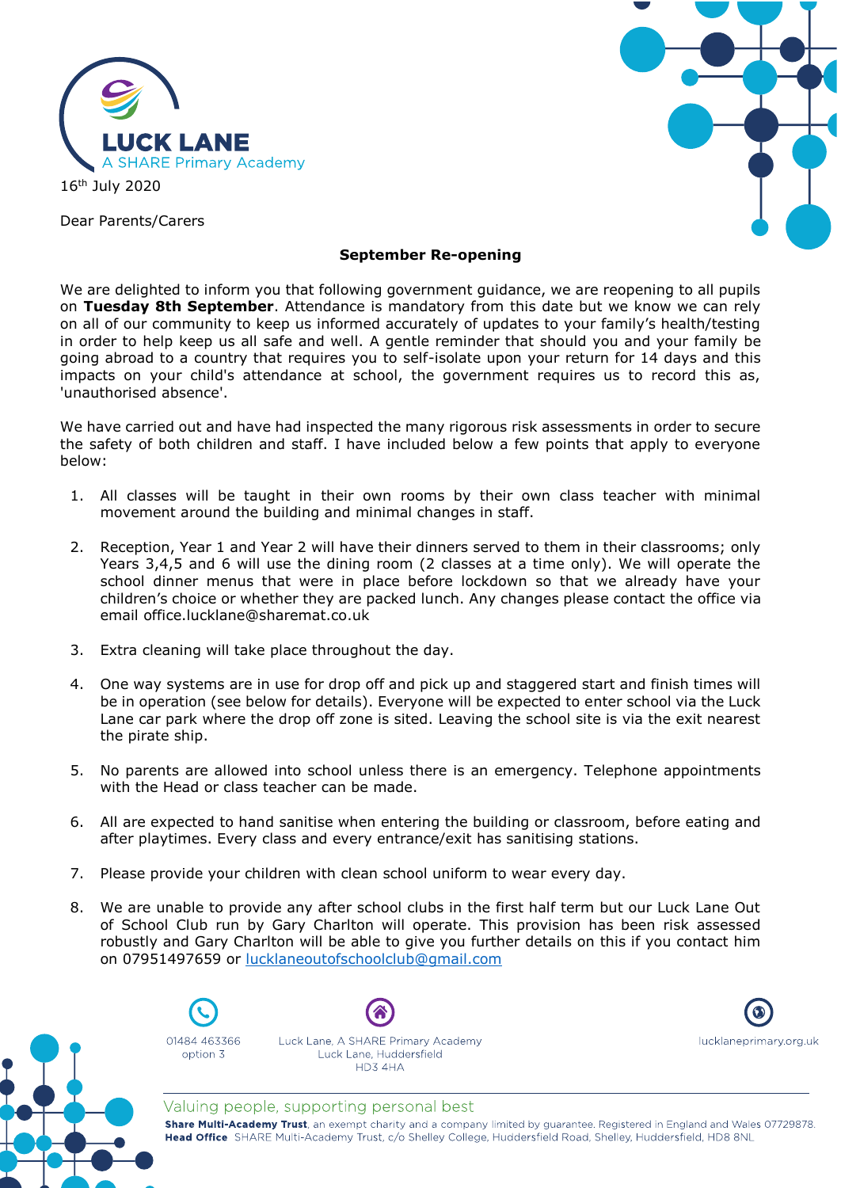LUCK LANE
A SHARE Primary Academy

16th July 2020

Dear Parents/Carers

**September Re-opening**

We are delighted to inform you that following government guidance, we are reopening to all pupils on **Tuesday 8th September**. Attendance is mandatory from this date but we know we can rely on all of our community to keep us informed accurately of updates to your family's health/testing in order to help keep us all safe and well. A gentle reminder that should you and your family be going abroad to a country that requires you to self-isolate upon your return for 14 days and this impacts on your child's attendance at school, the government requires us to record this as, 'unauthorised absence'.

We have carried out and have had inspected the many rigorous risk assessments in order to secure the safety of both children and staff. I have included below a few points that apply to everyone below:

1. All classes will be taught in their own rooms by their own class teacher with minimal movement around the building and minimal changes in staff.

2. Reception, Year 1 and Year 2 will have their dinners served to them in their classrooms; only Years 3,4,5 and 6 will use the dining room (2 classes at a time only). We will operate the school dinner menus that were in place before lockdown so that we already have your children's choice or whether they are packed lunch. Any changes please contact the office via email office.lucklane@sharemat.co.uk

3. Extra cleaning will take place throughout the day.

4. One way systems are in use for drop off and pick up and staggered start and finish times will be in operation (see below for details). Everyone will be expected to enter school via the Luck Lane car park where the drop off zone is sited. Leaving the school site is via the exit nearest the pirate ship.

5. No parents are allowed into school unless there is an emergency. Telephone appointments with the Head or class teacher can be made.

6. All are expected to hand sanitise when entering the building or classroom, before eating and after playtimes. Every class and every entrance/exit has sanitising stations.

7. Please provide your children with clean school uniform to wear every day.

8. We are unable to provide any after school clubs in the first half term but our Luck Lane Out of School Club run by Gary Charlton will operate. This provision has been risk assessed robustly and Gary Charlton will be able to give you further details on this if you contact him on 07951497659 or lucklaneoutofschoolclub@gmail.com

01484 463366 option 3

Luck Lane, A SHARE Primary Academy
Luck Lane, Huddersfield
HD3 4HA

lucklaneprimary.org.uk

Valuing people, supporting personal best

**Share Multi-Academy Trust**, an exempt charity and a company limited by guarantee. Registered in England and Wales 07729878.
**Head Office** SHARE Multi-Academy Trust, c/o Shelley College, Huddersfield Road, Shelley, Huddersfield, HD8 8NL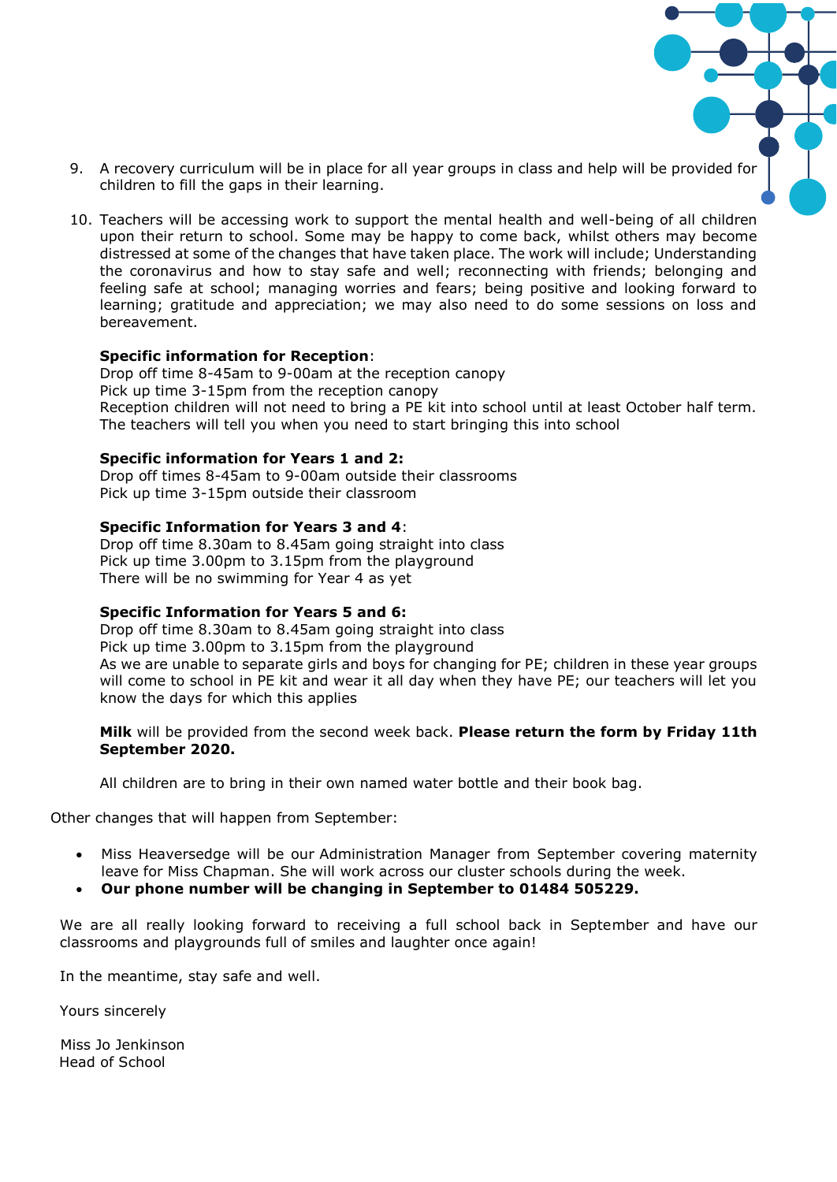9. A recovery curriculum will be in place for all year groups in class and help will be provided for children to fill the gaps in their learning.

10. Teachers will be accessing work to support the mental health and well-being of all children upon their return to school. Some may be happy to come back, whilst others may become distressed at some of the changes that have taken place. The work will include; Understanding the coronavirus and how to stay safe and well; reconnecting with friends; belonging and feeling safe at school; managing worries and fears; being positive and looking forward to learning; gratitude and appreciation; we may also need to do some sessions on loss and bereavement.

    **Specific information for Reception**:
    Drop off time 8-45am to 9-00am at the reception canopy
    Pick up time 3-15pm from the reception canopy
    Reception children will not need to bring a PE kit into school until at least October half term. The teachers will tell you when you need to start bringing this into school

    **Specific information for Years 1 and 2:**
    Drop off times 8-45am to 9-00am outside their classrooms
    Pick up time 3-15pm outside their classroom

    **Specific Information for Years 3 and 4**:
    Drop off time 8.30am to 8.45am going straight into class
    Pick up time 3.00pm to 3.15pm from the playground
    There will be no swimming for Year 4 as yet

    **Specific Information for Years 5 and 6:**
    Drop off time 8.30am to 8.45am going straight into class
    Pick up time 3.00pm to 3.15pm from the playground
    As we are unable to separate girls and boys for changing for PE; children in these year groups will come to school in PE kit and wear it all day when they have PE; our teachers will let you know the days for which this applies

    **Milk** will be provided from the second week back. **Please return the form by Friday 11th September 2020.**

    All children are to bring in their own named water bottle and their book bag.

Other changes that will happen from September:

- Miss Heaversedge will be our Administration Manager from September covering maternity leave for Miss Chapman. She will work across our cluster schools during the week.
- **Our phone number will be changing in September to 01484 505229.**

We are all really looking forward to receiving a full school back in September and have our classrooms and playgrounds full of smiles and laughter once again!

In the meantime, stay safe and well.

Yours sincerely

Miss Jo Jenkinson
Head of School